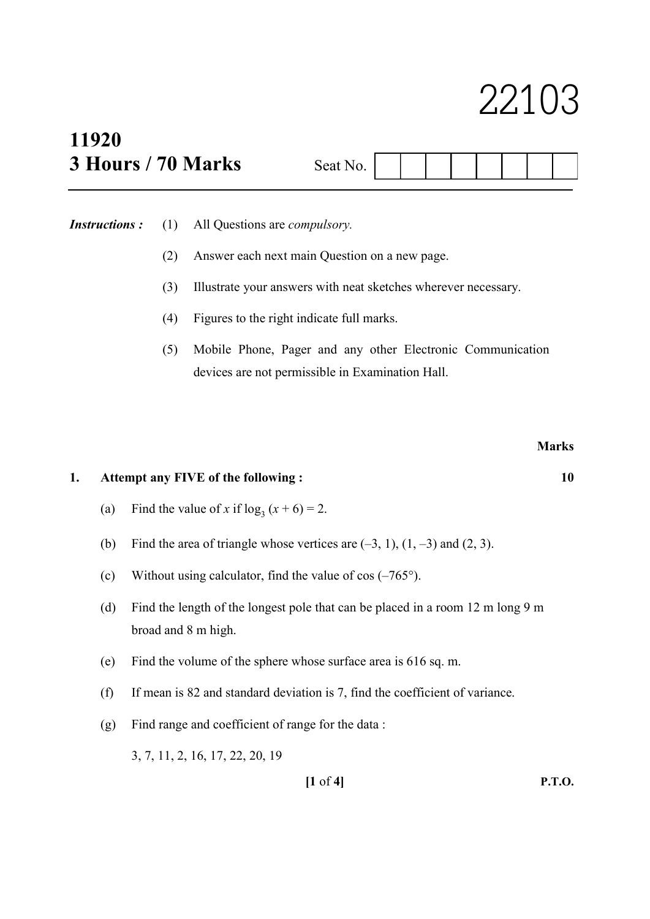# 22103

**11920**
**3 Hours / 70 Marks** Seat No.

---

***Instructions :***

(1) All Questions are *compulsory.*

(2) Answer each next main Question on a new page.

(3) Illustrate your answers with neat sketches wherever necessary.

(4) Figures to the right indicate full marks.

(5) Mobile Phone, Pager and any other Electronic Communication devices are not permissible in Examination Hall.

**Marks**

**1. Attempt any FIVE of the following :** **10**

(a) Find the value of $x$ if $\log_3 (x + 6) = 2$.

(b) Find the area of triangle whose vertices are $(-3, 1)$, $(1, -3)$ and $(2, 3)$.

(c) Without using calculator, find the value of $\cos (-765°)$.

(d) Find the length of the longest pole that can be placed in a room 12 m long 9 m broad and 8 m high.

(e) Find the volume of the sphere whose surface area is 616 sq. m.

(f) If mean is 82 and standard deviation is 7, find the coefficient of variance.

(g) Find range and coefficient of range for the data :

3, 7, 11, 2, 16, 17, 22, 20, 19

**P.T.O.**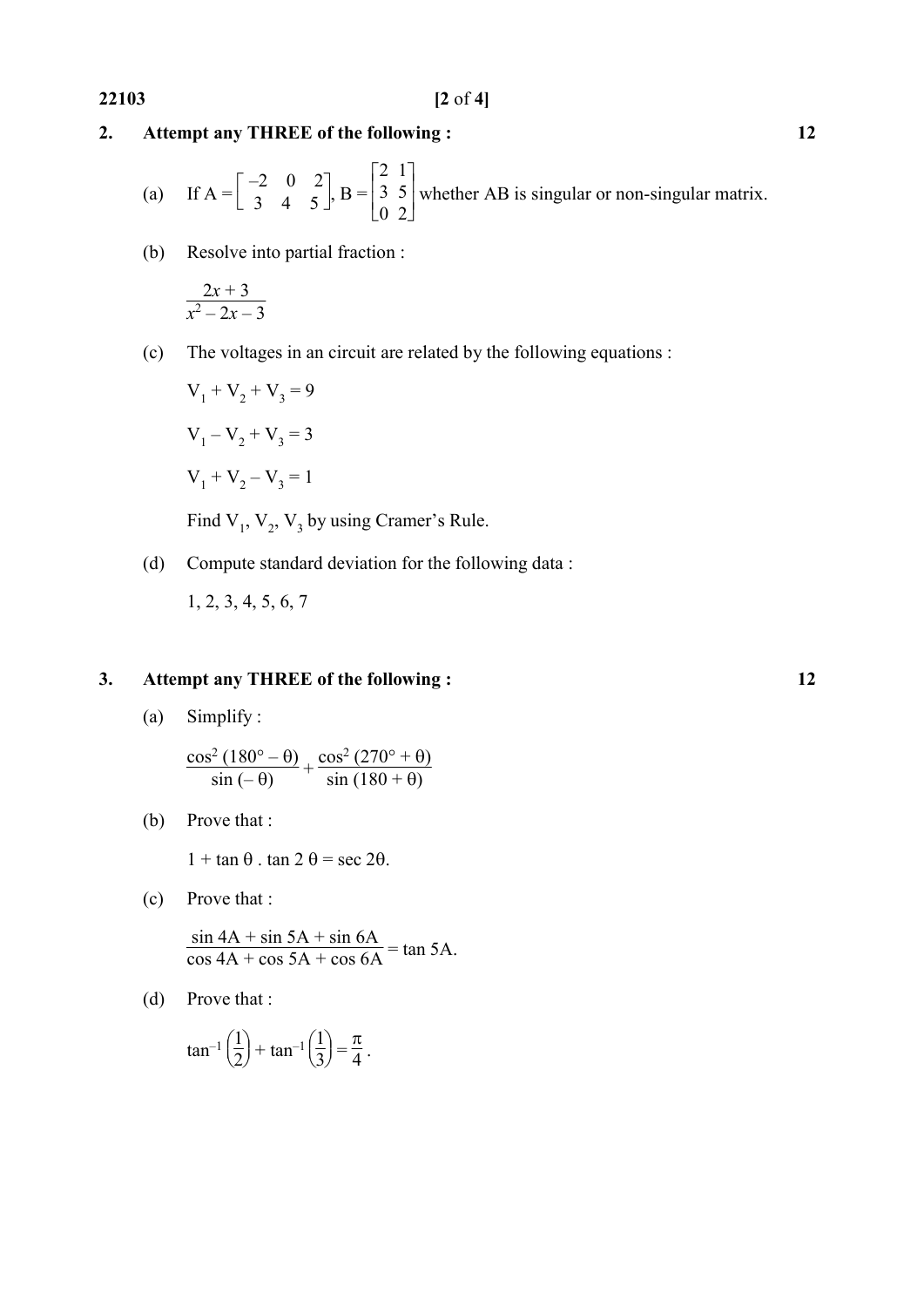**2. Attempt any THREE of the following : 12**

(a) If $A = \begin{bmatrix} -2 & 0 & 2 \\ 3 & 4 & 5 \end{bmatrix}$, $B = \begin{bmatrix} 2 & 1 \\ 3 & 5 \\ 0 & 2 \end{bmatrix}$ whether AB is singular or non-singular matrix.

(b) Resolve into partial fraction :

$$\frac{2x+3}{x^2-2x-3}$$

(c) The voltages in an circuit are related by the following equations :

$V_1 + V_2 + V_3 = 9$

$V_1 - V_2 + V_3 = 3$

$V_1 + V_2 - V_3 = 1$

Find $V_1$, $V_2$, $V_3$ by using Cramer's Rule.

(d) Compute standard deviation for the following data :

1, 2, 3, 4, 5, 6, 7

**3. Attempt any THREE of the following : 12**

(a) Simplify :

$$\frac{\cos^2(180^\circ - \theta)}{\sin(-\theta)} + \frac{\cos^2(270^\circ + \theta)}{\sin(180 + \theta)}$$

(b) Prove that :

$1 + \tan\theta \cdot \tan 2\theta = \sec 2\theta$.

(c) Prove that :

$$\frac{\sin 4A + \sin 5A + \sin 6A}{\cos 4A + \cos 5A + \cos 6A} = \tan 5A.$$

(d) Prove that :

$$\tan^{-1}\left(\frac{1}{2}\right) + \tan^{-1}\left(\frac{1}{3}\right) = \frac{\pi}{4}.$$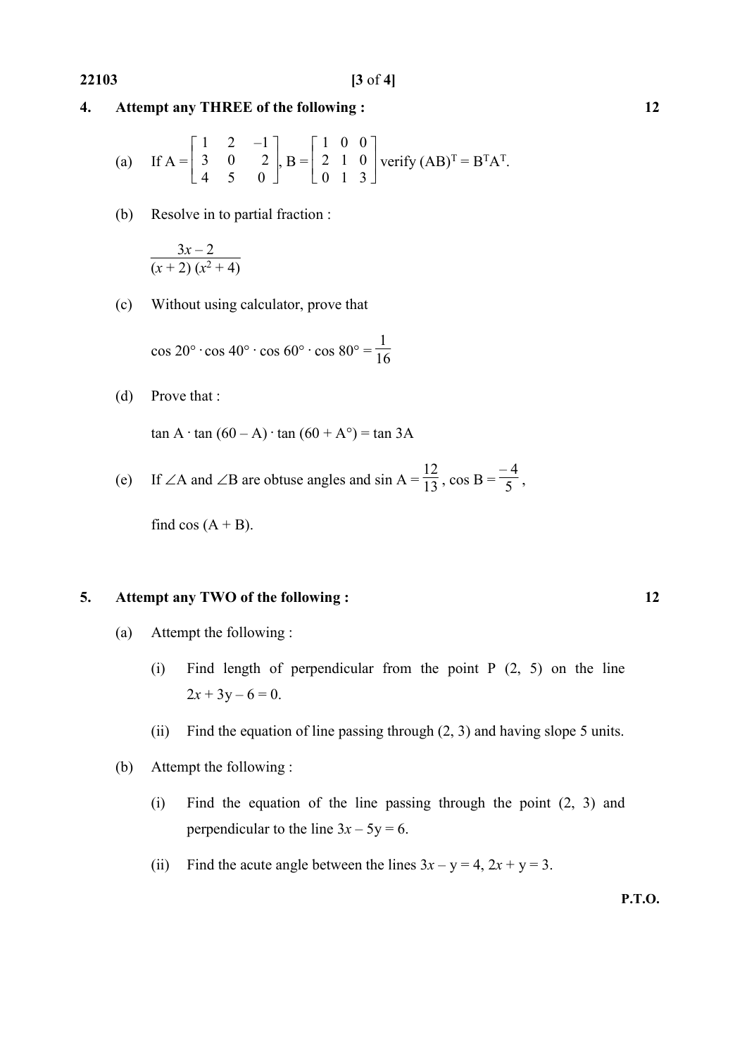**4. Attempt any THREE of the following : 12**

(a) If $A = \begin{bmatrix} 1 & 2 & -1 \\ 3 & 0 & 2 \\ 4 & 5 & 0 \end{bmatrix}$, $B = \begin{bmatrix} 1 & 0 & 0 \\ 2 & 1 & 0 \\ 0 & 1 & 3 \end{bmatrix}$ verify $(AB)^T = B^T A^T$.

(b) Resolve in to partial fraction :

$$\frac{3x - 2}{(x + 2)(x^2 + 4)}$$

(c) Without using calculator, prove that

$$\cos 20^\circ \cdot \cos 40^\circ \cdot \cos 60^\circ \cdot \cos 80^\circ = \frac{1}{16}$$

(d) Prove that :

$$\tan A \cdot \tan (60 - A) \cdot \tan (60 + A^\circ) = \tan 3A$$

(e) If $\angle A$ and $\angle B$ are obtuse angles and $\sin A = \frac{12}{13}$, $\cos B = \frac{-4}{5}$,

find $\cos (A + B)$.

**5. Attempt any TWO of the following : 12**

(a) Attempt the following :

(i) Find length of perpendicular from the point P (2, 5) on the line $2x + 3y - 6 = 0$.

(ii) Find the equation of line passing through (2, 3) and having slope 5 units.

(b) Attempt the following :

(i) Find the equation of the line passing through the point (2, 3) and perpendicular to the line $3x - 5y = 6$.

(ii) Find the acute angle between the lines $3x - y = 4$, $2x + y = 3$.

**P.T.O.**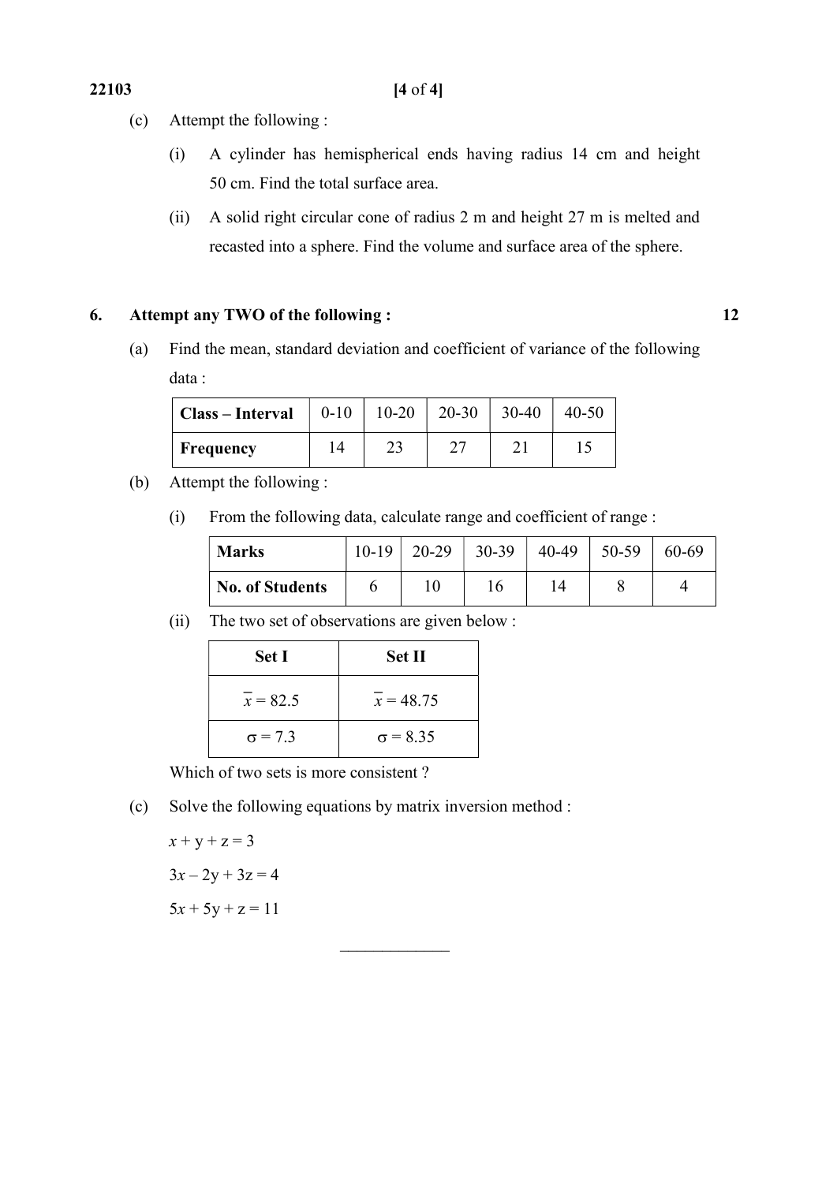(c) Attempt the following :

(i) A cylinder has hemispherical ends having radius 14 cm and height 50 cm. Find the total surface area.

(ii) A solid right circular cone of radius 2 m and height 27 m is melted and recasted into a sphere. Find the volume and surface area of the sphere.

**6. Attempt any TWO of the following : 12**

(a) Find the mean, standard deviation and coefficient of variance of the following data :

| **Class – Interval** | 0-10 | 10-20 | 20-30 | 30-40 | 40-50 |
|---|---|---|---|---|---|
| **Frequency** | 14 | 23 | 27 | 21 | 15 |

(b) Attempt the following :

(i) From the following data, calculate range and coefficient of range :

| **Marks** | 10-19 | 20-29 | 30-39 | 40-49 | 50-59 | 60-69 |
|---|---|---|---|---|---|---|
| **No. of Students** | 6 | 10 | 16 | 14 | 8 | 4 |

(ii) The two set of observations are given below :

| **Set I** | **Set II** |
|---|---|
| $\overline{x} = 82.5$ | $\overline{x} = 48.75$ |
| $\sigma = 7.3$ | $\sigma = 8.35$ |

Which of two sets is more consistent ?

(c) Solve the following equations by matrix inversion method :

$x + y + z = 3$

$3x - 2y + 3z = 4$

$5x + 5y + z = 11$